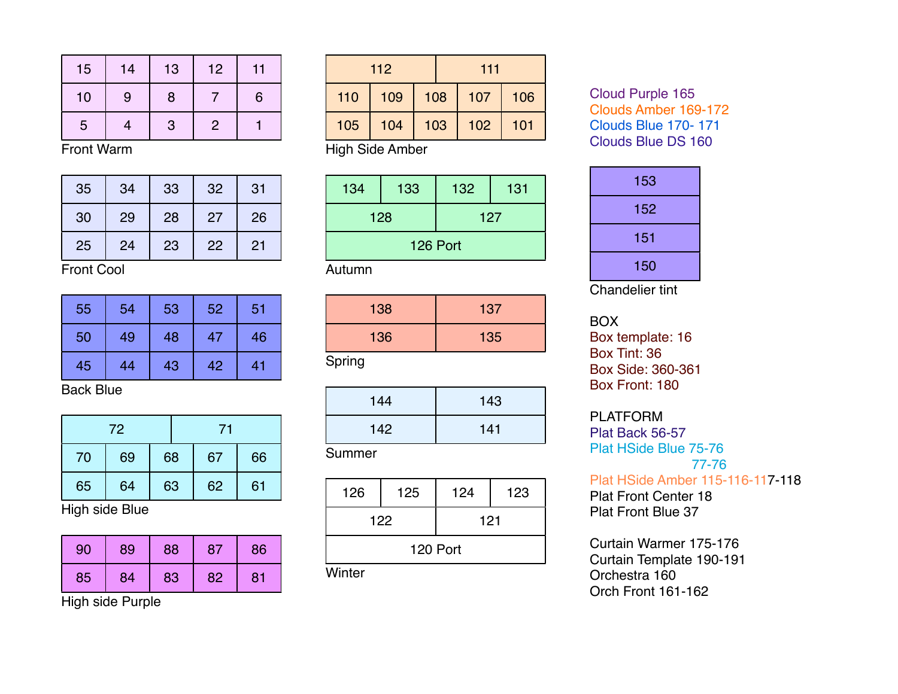| 15 | 14 | 13 | 12 | 11 |
|---|---|---|---|---|
| 10 | 9 | 8 | 7 | 6 |
| 5 | 4 | 3 | 2 | 1 |

Front Warm

| 35 | 34 | 33 | 32 | 31 |
|---|---|---|---|---|
| 30 | 29 | 28 | 27 | 26 |
| 25 | 24 | 23 | 22 | 21 |

Front Cool

| 55 | 54 | 53 | 52 | 51 |
|---|---|---|---|---|
| 50 | 49 | 48 | 47 | 46 |
| 45 | 44 | 43 | 42 | 41 |

Back Blue

| 72 | | | 71 | |
|---|---|---|---|---|
| 70 | 69 | 68 | 67 | 66 |
| 65 | 64 | 63 | 62 | 61 |

High side Blue

| 90 | 89 | 88 | 87 | 86 |
|---|---|---|---|---|
| 85 | 84 | 83 | 82 | 81 |

High side Purple

| 112 | | | 111 | |
|---|---|---|---|---|
| 110 | 109 | 108 | 107 | 106 |
| 105 | 104 | 103 | 102 | 101 |

High Side Amber

| 134 | 133 | 132 | 131 |
|---|---|---|---|
| 128 | | 127 | |
| 126 Port | | | |

Autumn

| 138 | 137 |
|---|---|
| 136 | 135 |

Spring

| 144 | 143 |
|---|---|
| 142 | 141 |

Summer

| 126 | 125 | 124 | 123 |
|---|---|---|---|
| 122 | | 121 | |
| 120 Port | | | |

Winter

Cloud Purple 165
Clouds Amber 169-172
Clouds Blue 170- 171
Clouds Blue DS 160

| 153 |
|---|
| 152 |
| 151 |
| 150 |

Chandelier tint

BOX
Box template: 16
Box Tint: 36
Box Side: 360-361
Box Front: 180

PLATFORM
Plat Back 56-57
Plat HSide Blue 75-76
77-76
Plat HSide Amber 115-116-117-118
Plat Front Center 18
Plat Front Blue 37

Curtain Warmer 175-176
Curtain Template 190-191
Orchestra 160
Orch Front 161-162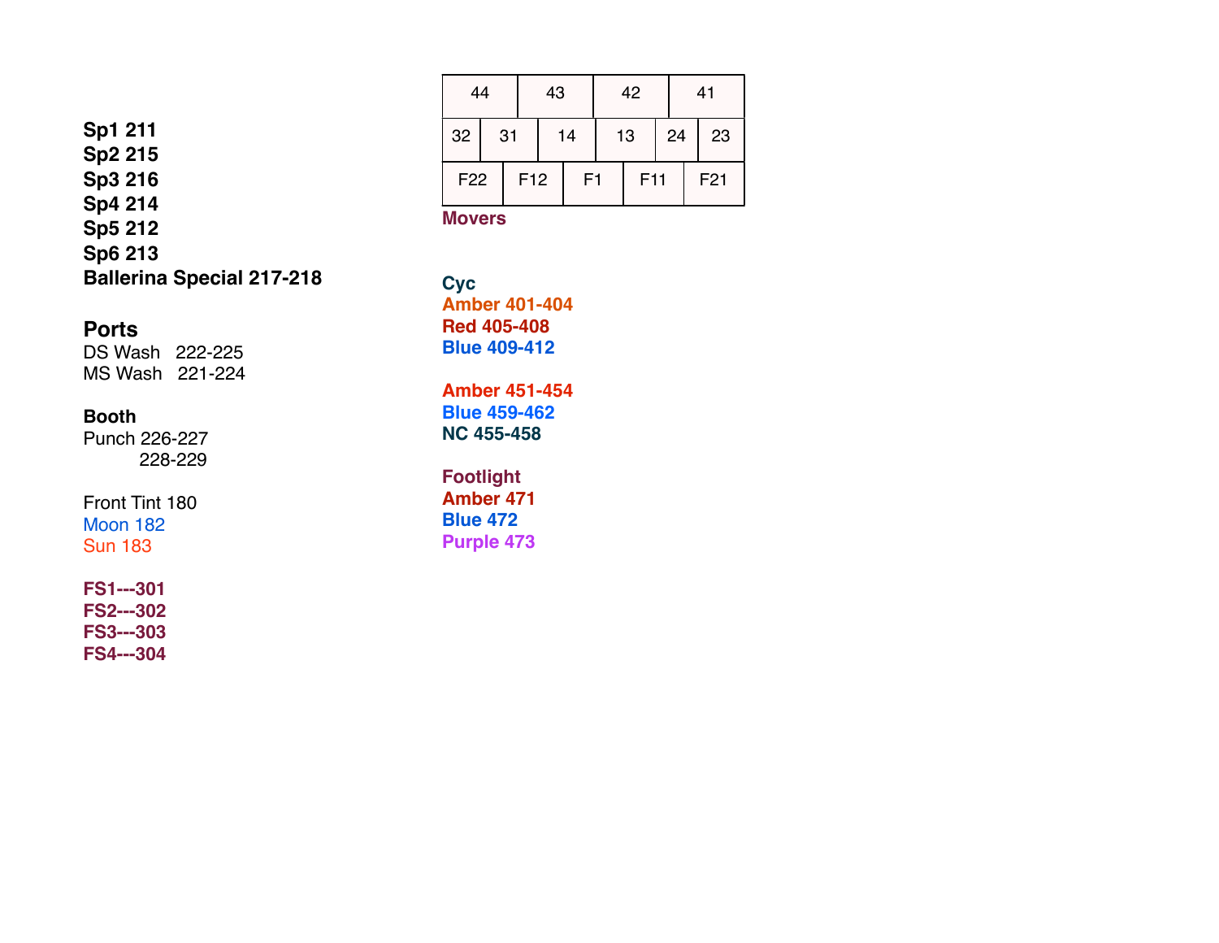**Sp1 211**
**Sp2 215**
**Sp3 216**
**Sp4 214**
**Sp5 212**
**Sp6 213**
**Ballerina Special 217-218**

## Ports

DS Wash   222-225
MS Wash   221-224

**Booth**

Punch 226-227
          228-229

Front Tint 180
Moon 182
Sun 183

**FS1---301**
**FS2---302**
**FS3---303**
**FS4---304**

| | | | | | | | | | | | |
|---|---|---|---|---|---|---|---|---|---|---|---|
| 44 | | 43 | | | 42 | | | 41 | | | |
| 32 | 31 | | 14 | | | 13 | | 24 | 23 | | |
| F22 | | F12 | | F1 | | | F11 | | F21 | | |

**Movers**

**Cyc**
**Amber 401-404**
**Red 405-408**
**Blue 409-412**

**Amber 451-454**
**Blue 459-462**
**NC 455-458**

**Footlight**
**Amber 471**
**Blue 472**
**Purple 473**